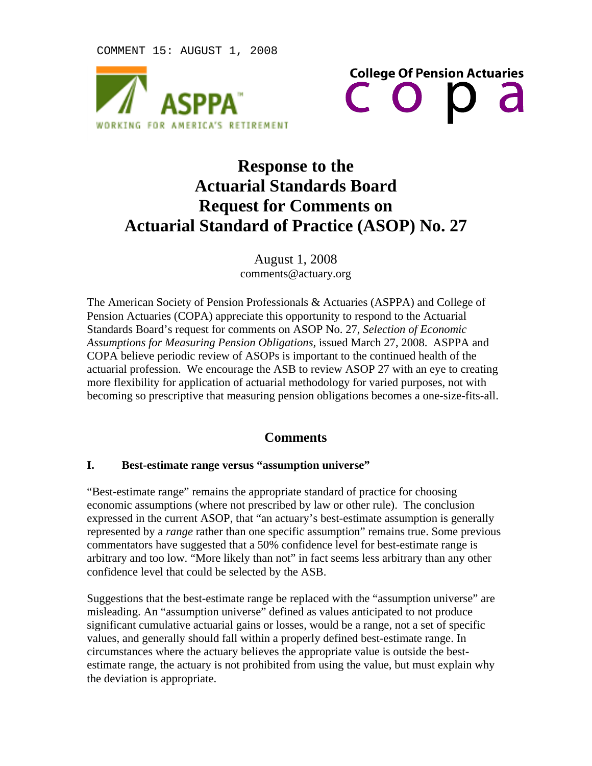COMMENT 15: AUGUST 1, 2008

ASPPA — WORKING FOR AMERICA'S RETIREMENT

College Of Pension Actuaries — copa

# Response to the Actuarial Standards Board Request for Comments on Actuarial Standard of Practice (ASOP) No. 27

August 1, 2008
comments@actuary.org

The American Society of Pension Professionals & Actuaries (ASPPA) and College of Pension Actuaries (COPA) appreciate this opportunity to respond to the Actuarial Standards Board's request for comments on ASOP No. 27, *Selection of Economic Assumptions for Measuring Pension Obligations*, issued March 27, 2008. ASPPA and COPA believe periodic review of ASOPs is important to the continued health of the actuarial profession. We encourage the ASB to review ASOP 27 with an eye to creating more flexibility for application of actuarial methodology for varied purposes, not with becoming so prescriptive that measuring pension obligations becomes a one-size-fits-all.

## Comments

### I. Best-estimate range versus "assumption universe"

"Best-estimate range" remains the appropriate standard of practice for choosing economic assumptions (where not prescribed by law or other rule). The conclusion expressed in the current ASOP, that "an actuary's best-estimate assumption is generally represented by a *range* rather than one specific assumption" remains true. Some previous commentators have suggested that a 50% confidence level for best-estimate range is arbitrary and too low. "More likely than not" in fact seems less arbitrary than any other confidence level that could be selected by the ASB.

Suggestions that the best-estimate range be replaced with the "assumption universe" are misleading. An "assumption universe" defined as values anticipated to not produce significant cumulative actuarial gains or losses, would be a range, not a set of specific values, and generally should fall within a properly defined best-estimate range. In circumstances where the actuary believes the appropriate value is outside the best-estimate range, the actuary is not prohibited from using the value, but must explain why the deviation is appropriate.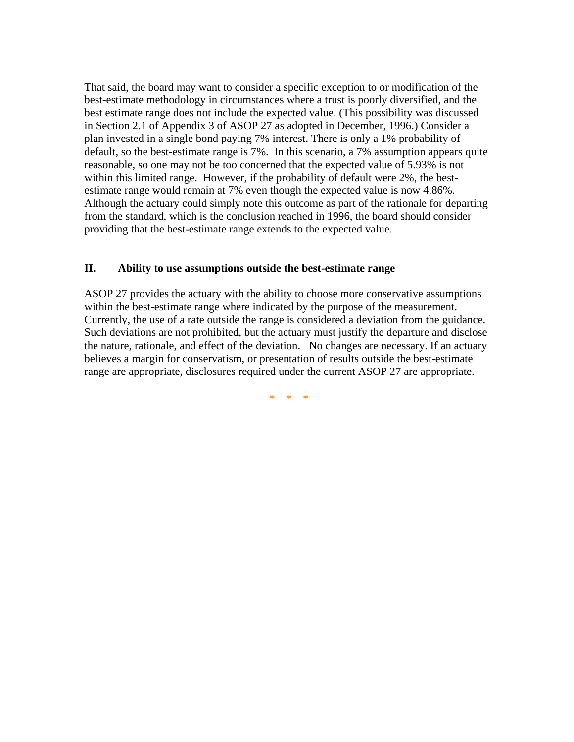That said, the board may want to consider a specific exception to or modification of the best-estimate methodology in circumstances where a trust is poorly diversified, and the best estimate range does not include the expected value. (This possibility was discussed in Section 2.1 of Appendix 3 of ASOP 27 as adopted in December, 1996.) Consider a plan invested in a single bond paying 7% interest. There is only a 1% probability of default, so the best-estimate range is 7%. In this scenario, a 7% assumption appears quite reasonable, so one may not be too concerned that the expected value of 5.93% is not within this limited range. However, if the probability of default were 2%, the best-estimate range would remain at 7% even though the expected value is now 4.86%. Although the actuary could simply note this outcome as part of the rationale for departing from the standard, which is the conclusion reached in 1996, the board should consider providing that the best-estimate range extends to the expected value.

## II. Ability to use assumptions outside the best-estimate range

ASOP 27 provides the actuary with the ability to choose more conservative assumptions within the best-estimate range where indicated by the purpose of the measurement. Currently, the use of a rate outside the range is considered a deviation from the guidance. Such deviations are not prohibited, but the actuary must justify the departure and disclose the nature, rationale, and effect of the deviation. No changes are necessary. If an actuary believes a margin for conservatism, or presentation of results outside the best-estimate range are appropriate, disclosures required under the current ASOP 27 are appropriate.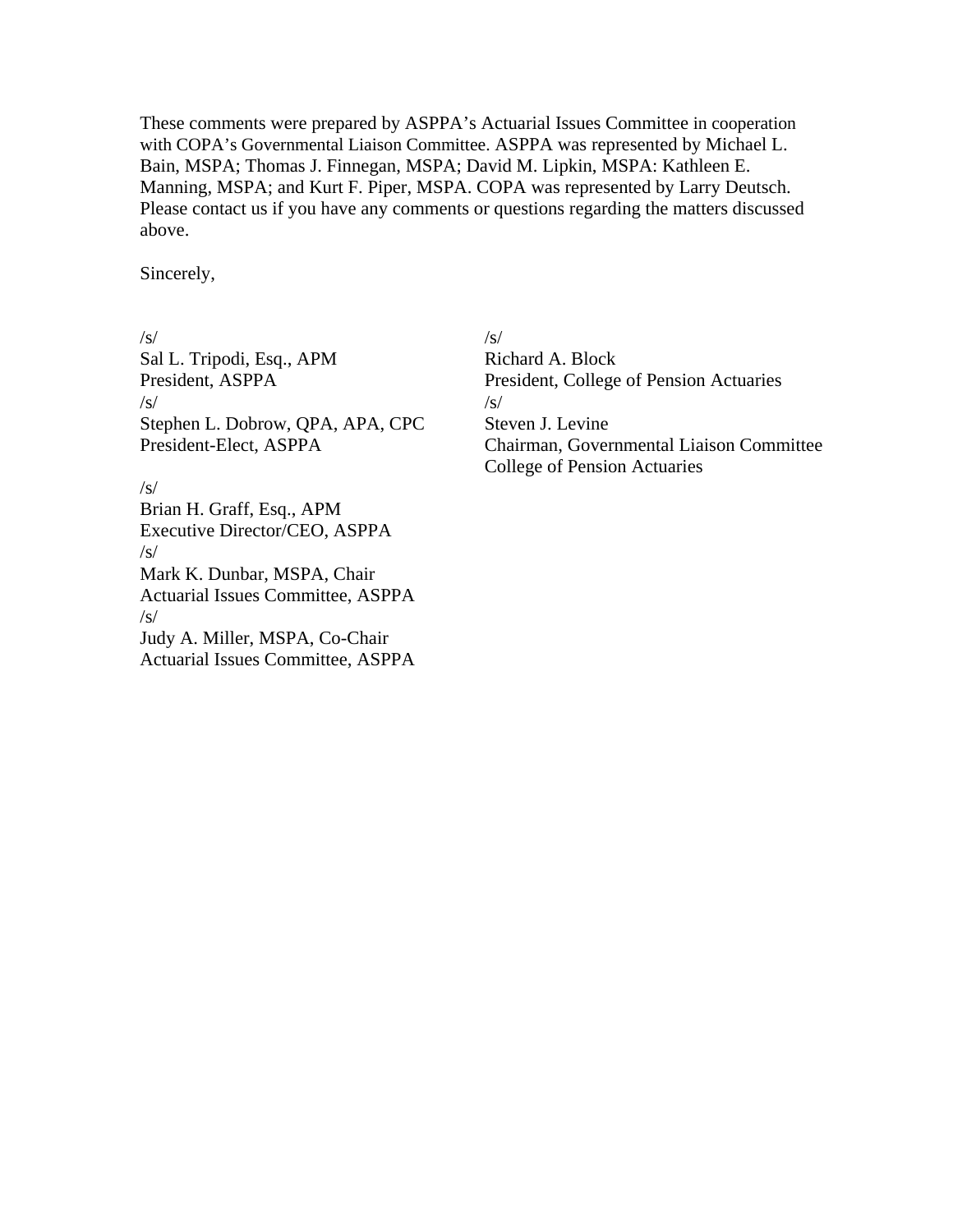These comments were prepared by ASPPA's Actuarial Issues Committee in cooperation with COPA's Governmental Liaison Committee. ASPPA was represented by Michael L. Bain, MSPA; Thomas J. Finnegan, MSPA; David M. Lipkin, MSPA: Kathleen E. Manning, MSPA; and Kurt F. Piper, MSPA. COPA was represented by Larry Deutsch. Please contact us if you have any comments or questions regarding the matters discussed above.

Sincerely,

/s/
Sal L. Tripodi, Esq., APM
President, ASPPA
/s/
Stephen L. Dobrow, QPA, APA, CPC
President-Elect, ASPPA

/s/
Brian H. Graff, Esq., APM
Executive Director/CEO, ASPPA
/s/
Mark K. Dunbar, MSPA, Chair
Actuarial Issues Committee, ASPPA
/s/
Judy A. Miller, MSPA, Co-Chair
Actuarial Issues Committee, ASPPA

/s/
Richard A. Block
President, College of Pension Actuaries
/s/
Steven J. Levine
Chairman, Governmental Liaison Committee
College of Pension Actuaries